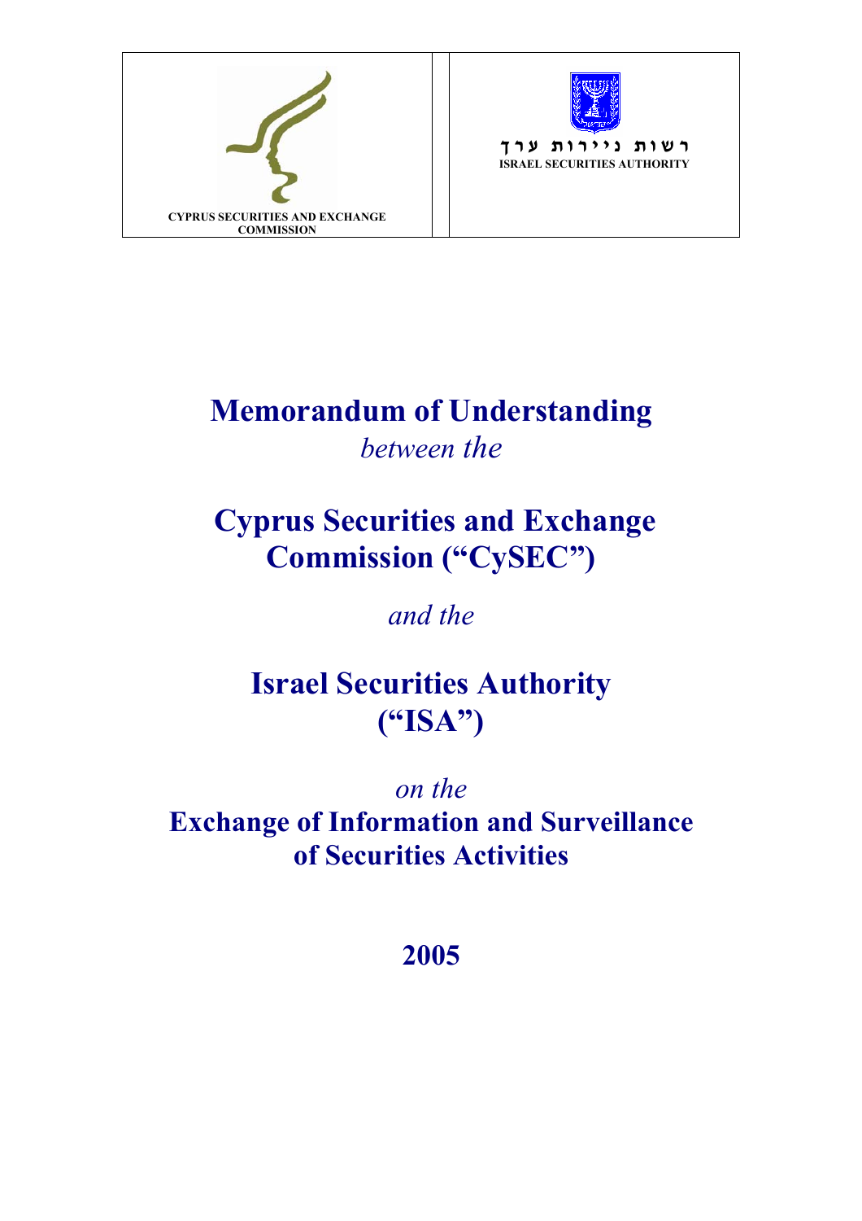| CYPRUS SECURITIES AND EXCHANGE COMMISSION | | רשות ניירות ערך<br>ISRAEL SECURITIES AUTHORITY |
|---|---|---|

# Memorandum of Understanding

*between the*

# Cyprus Securities and Exchange Commission ("CySEC")

*and the*

# Israel Securities Authority ("ISA")

*on the*

# Exchange of Information and Surveillance of Securities Activities

## 2005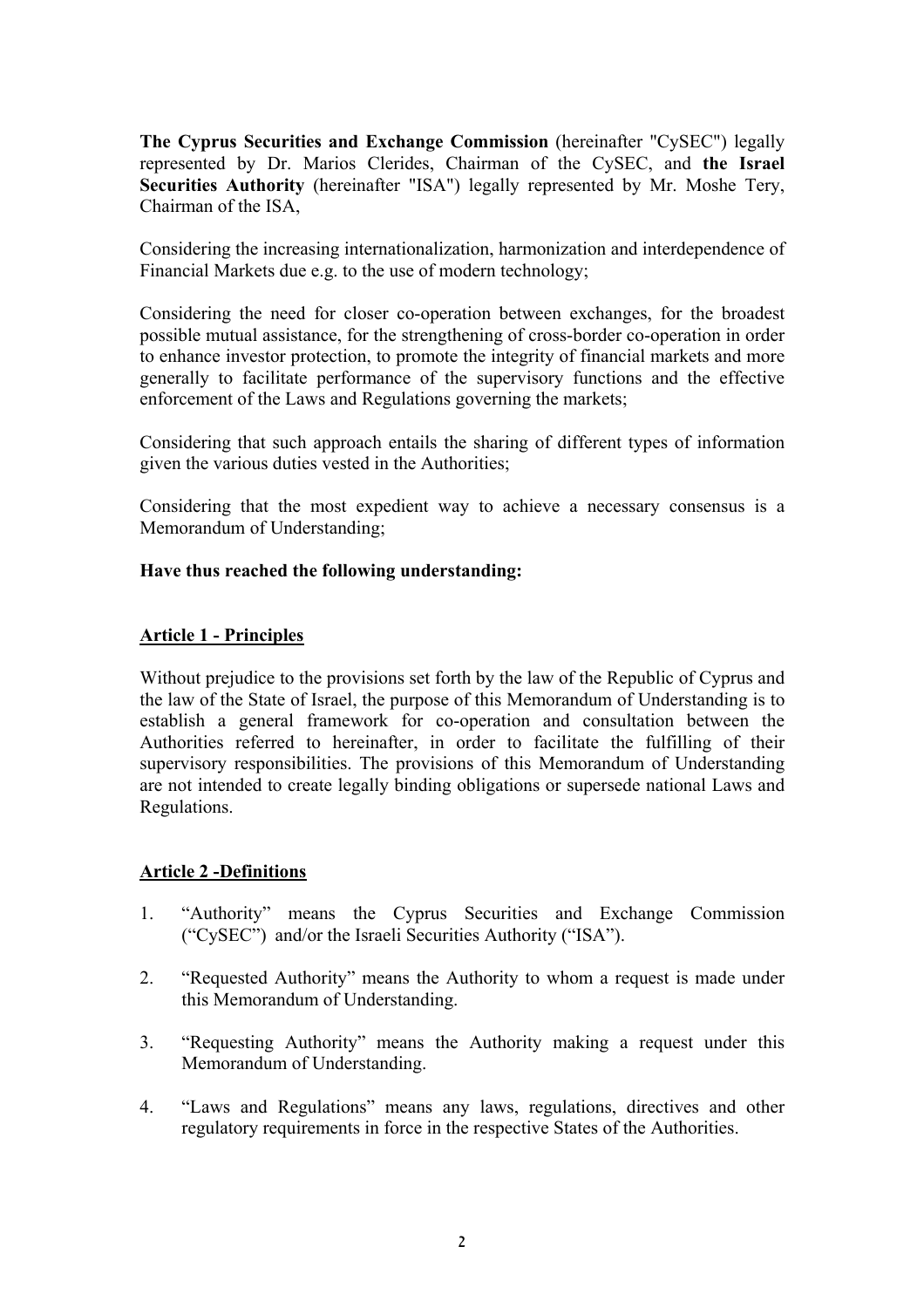**The Cyprus Securities and Exchange Commission** (hereinafter "CySEC") legally represented by Dr. Marios Clerides, Chairman of the CySEC, and **the Israel Securities Authority** (hereinafter "ISA") legally represented by Mr. Moshe Tery, Chairman of the ISA,

Considering the increasing internationalization, harmonization and interdependence of Financial Markets due e.g. to the use of modern technology;

Considering the need for closer co-operation between exchanges, for the broadest possible mutual assistance, for the strengthening of cross-border co-operation in order to enhance investor protection, to promote the integrity of financial markets and more generally to facilitate performance of the supervisory functions and the effective enforcement of the Laws and Regulations governing the markets;

Considering that such approach entails the sharing of different types of information given the various duties vested in the Authorities;

Considering that the most expedient way to achieve a necessary consensus is a Memorandum of Understanding;

**Have thus reached the following understanding:**

## Article 1 - Principles

Without prejudice to the provisions set forth by the law of the Republic of Cyprus and the law of the State of Israel, the purpose of this Memorandum of Understanding is to establish a general framework for co-operation and consultation between the Authorities referred to hereinafter, in order to facilitate the fulfilling of their supervisory responsibilities. The provisions of this Memorandum of Understanding are not intended to create legally binding obligations or supersede national Laws and Regulations.

## Article 2 -Definitions

1. "Authority" means the Cyprus Securities and Exchange Commission ("CySEC") and/or the Israeli Securities Authority ("ISA").

2. "Requested Authority" means the Authority to whom a request is made under this Memorandum of Understanding.

3. "Requesting Authority" means the Authority making a request under this Memorandum of Understanding.

4. "Laws and Regulations" means any laws, regulations, directives and other regulatory requirements in force in the respective States of the Authorities.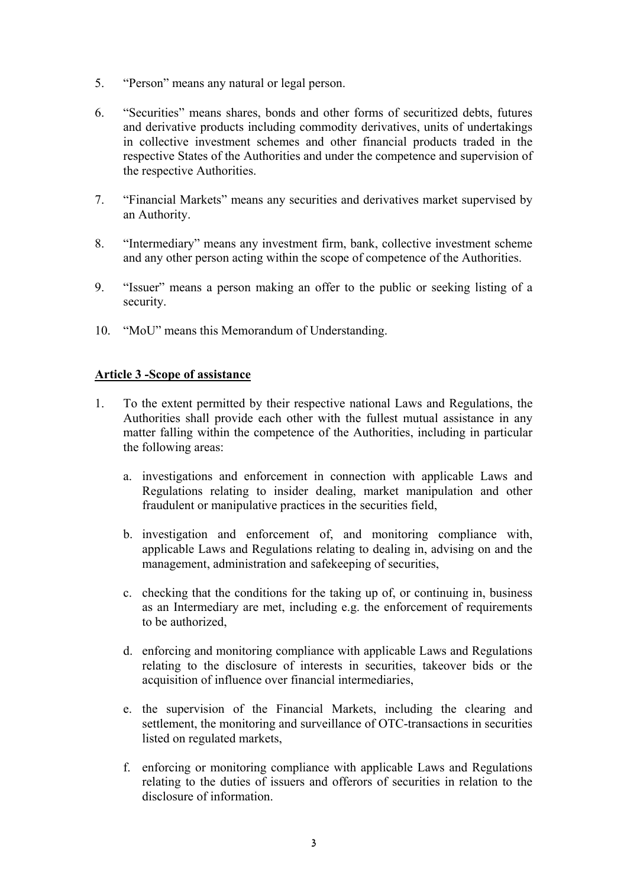5. "Person" means any natural or legal person.

6. "Securities" means shares, bonds and other forms of securitized debts, futures and derivative products including commodity derivatives, units of undertakings in collective investment schemes and other financial products traded in the respective States of the Authorities and under the competence and supervision of the respective Authorities.

7. "Financial Markets" means any securities and derivatives market supervised by an Authority.

8. "Intermediary" means any investment firm, bank, collective investment scheme and any other person acting within the scope of competence of the Authorities.

9. "Issuer" means a person making an offer to the public or seeking listing of a security.

10. "MoU" means this Memorandum of Understanding.

## Article 3 -Scope of assistance

1. To the extent permitted by their respective national Laws and Regulations, the Authorities shall provide each other with the fullest mutual assistance in any matter falling within the competence of the Authorities, including in particular the following areas:

    a. investigations and enforcement in connection with applicable Laws and Regulations relating to insider dealing, market manipulation and other fraudulent or manipulative practices in the securities field,

    b. investigation and enforcement of, and monitoring compliance with, applicable Laws and Regulations relating to dealing in, advising on and the management, administration and safekeeping of securities,

    c. checking that the conditions for the taking up of, or continuing in, business as an Intermediary are met, including e.g. the enforcement of requirements to be authorized,

    d. enforcing and monitoring compliance with applicable Laws and Regulations relating to the disclosure of interests in securities, takeover bids or the acquisition of influence over financial intermediaries,

    e. the supervision of the Financial Markets, including the clearing and settlement, the monitoring and surveillance of OTC-transactions in securities listed on regulated markets,

    f. enforcing or monitoring compliance with applicable Laws and Regulations relating to the duties of issuers and offerors of securities in relation to the disclosure of information.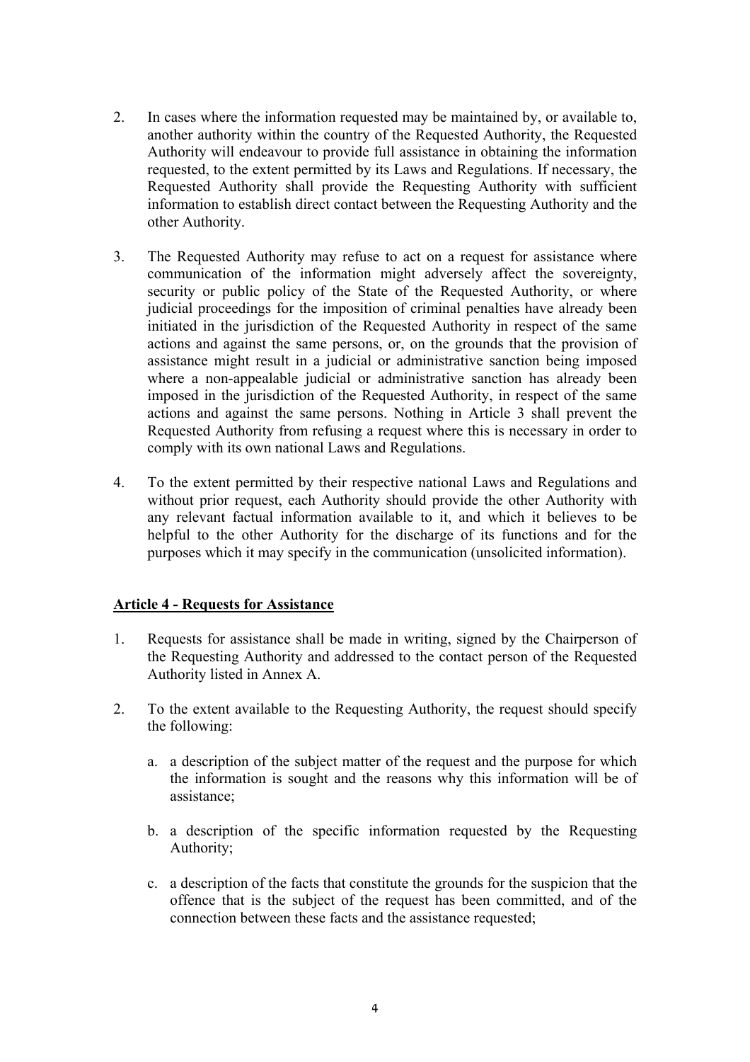2. In cases where the information requested may be maintained by, or available to, another authority within the country of the Requested Authority, the Requested Authority will endeavour to provide full assistance in obtaining the information requested, to the extent permitted by its Laws and Regulations. If necessary, the Requested Authority shall provide the Requesting Authority with sufficient information to establish direct contact between the Requesting Authority and the other Authority.

3. The Requested Authority may refuse to act on a request for assistance where communication of the information might adversely affect the sovereignty, security or public policy of the State of the Requested Authority, or where judicial proceedings for the imposition of criminal penalties have already been initiated in the jurisdiction of the Requested Authority in respect of the same actions and against the same persons, or, on the grounds that the provision of assistance might result in a judicial or administrative sanction being imposed where a non-appealable judicial or administrative sanction has already been imposed in the jurisdiction of the Requested Authority, in respect of the same actions and against the same persons. Nothing in Article 3 shall prevent the Requested Authority from refusing a request where this is necessary in order to comply with its own national Laws and Regulations.

4. To the extent permitted by their respective national Laws and Regulations and without prior request, each Authority should provide the other Authority with any relevant factual information available to it, and which it believes to be helpful to the other Authority for the discharge of its functions and for the purposes which it may specify in the communication (unsolicited information).

**Article 4 - Requests for Assistance**

1. Requests for assistance shall be made in writing, signed by the Chairperson of the Requesting Authority and addressed to the contact person of the Requested Authority listed in Annex A.

2. To the extent available to the Requesting Authority, the request should specify the following:

   a. a description of the subject matter of the request and the purpose for which the information is sought and the reasons why this information will be of assistance;

   b. a description of the specific information requested by the Requesting Authority;

   c. a description of the facts that constitute the grounds for the suspicion that the offence that is the subject of the request has been committed, and of the connection between these facts and the assistance requested;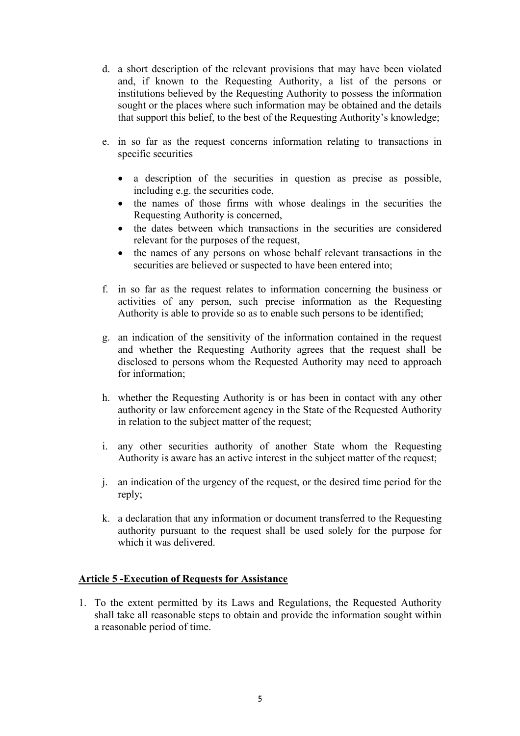d. a short description of the relevant provisions that may have been violated and, if known to the Requesting Authority, a list of the persons or institutions believed by the Requesting Authority to possess the information sought or the places where such information may be obtained and the details that support this belief, to the best of the Requesting Authority's knowledge;

e. in so far as the request concerns information relating to transactions in specific securities

   - a description of the securities in question as precise as possible, including e.g. the securities code,
   - the names of those firms with whose dealings in the securities the Requesting Authority is concerned,
   - the dates between which transactions in the securities are considered relevant for the purposes of the request,
   - the names of any persons on whose behalf relevant transactions in the securities are believed or suspected to have been entered into;

f. in so far as the request relates to information concerning the business or activities of any person, such precise information as the Requesting Authority is able to provide so as to enable such persons to be identified;

g. an indication of the sensitivity of the information contained in the request and whether the Requesting Authority agrees that the request shall be disclosed to persons whom the Requested Authority may need to approach for information;

h. whether the Requesting Authority is or has been in contact with any other authority or law enforcement agency in the State of the Requested Authority in relation to the subject matter of the request;

i. any other securities authority of another State whom the Requesting Authority is aware has an active interest in the subject matter of the request;

j. an indication of the urgency of the request, or the desired time period for the reply;

k. a declaration that any information or document transferred to the Requesting authority pursuant to the request shall be used solely for the purpose for which it was delivered.

## Article 5 -Execution of Requests for Assistance

1. To the extent permitted by its Laws and Regulations, the Requested Authority shall take all reasonable steps to obtain and provide the information sought within a reasonable period of time.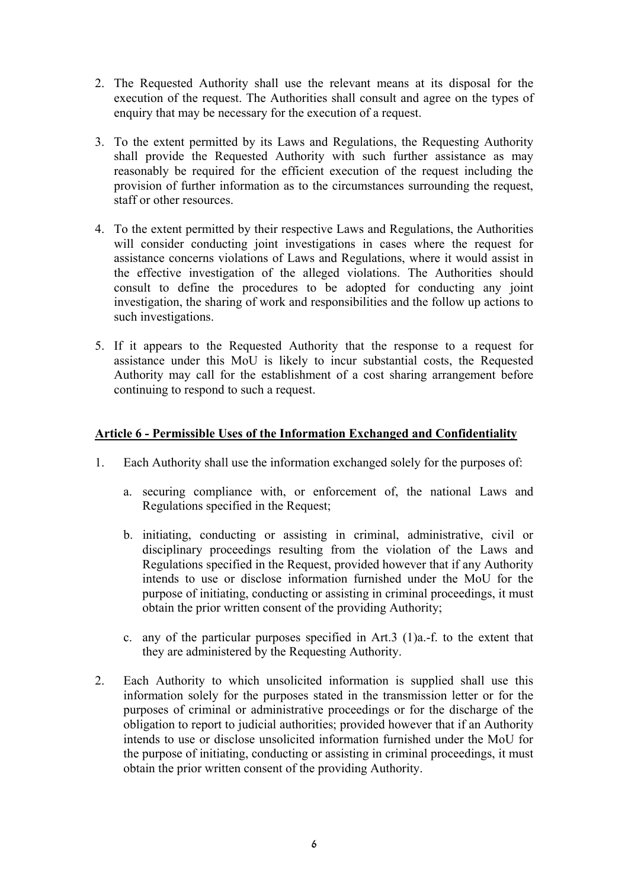2. The Requested Authority shall use the relevant means at its disposal for the execution of the request. The Authorities shall consult and agree on the types of enquiry that may be necessary for the execution of a request.

3. To the extent permitted by its Laws and Regulations, the Requesting Authority shall provide the Requested Authority with such further assistance as may reasonably be required for the efficient execution of the request including the provision of further information as to the circumstances surrounding the request, staff or other resources.

4. To the extent permitted by their respective Laws and Regulations, the Authorities will consider conducting joint investigations in cases where the request for assistance concerns violations of Laws and Regulations, where it would assist in the effective investigation of the alleged violations. The Authorities should consult to define the procedures to be adopted for conducting any joint investigation, the sharing of work and responsibilities and the follow up actions to such investigations.

5. If it appears to the Requested Authority that the response to a request for assistance under this MoU is likely to incur substantial costs, the Requested Authority may call for the establishment of a cost sharing arrangement before continuing to respond to such a request.

**Article 6 - Permissible Uses of the Information Exchanged and Confidentiality**

1. Each Authority shall use the information exchanged solely for the purposes of:

   a. securing compliance with, or enforcement of, the national Laws and Regulations specified in the Request;

   b. initiating, conducting or assisting in criminal, administrative, civil or disciplinary proceedings resulting from the violation of the Laws and Regulations specified in the Request, provided however that if any Authority intends to use or disclose information furnished under the MoU for the purpose of initiating, conducting or assisting in criminal proceedings, it must obtain the prior written consent of the providing Authority;

   c. any of the particular purposes specified in Art.3 (1)a.-f. to the extent that they are administered by the Requesting Authority.

2. Each Authority to which unsolicited information is supplied shall use this information solely for the purposes stated in the transmission letter or for the purposes of criminal or administrative proceedings or for the discharge of the obligation to report to judicial authorities; provided however that if an Authority intends to use or disclose unsolicited information furnished under the MoU for the purpose of initiating, conducting or assisting in criminal proceedings, it must obtain the prior written consent of the providing Authority.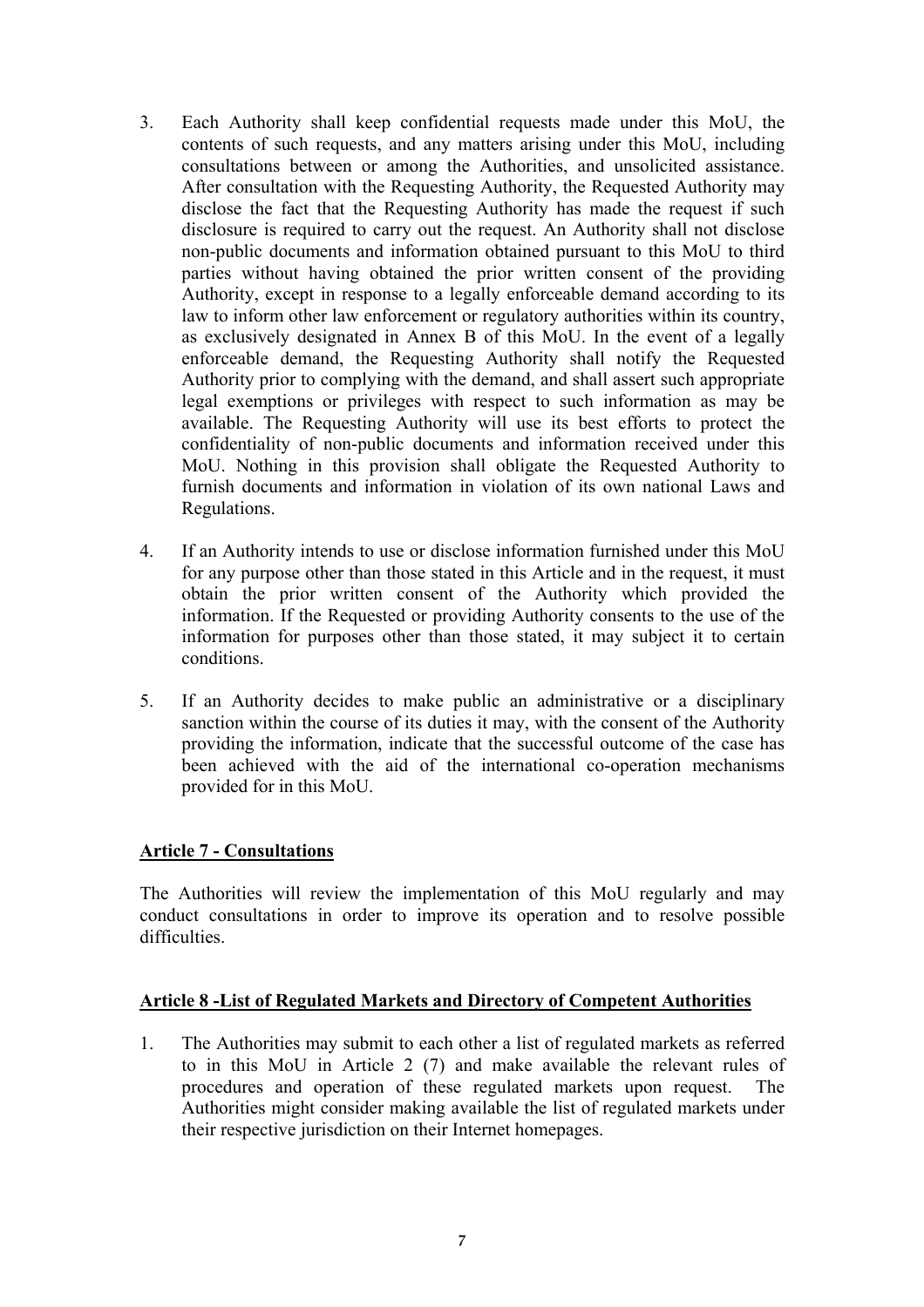3. Each Authority shall keep confidential requests made under this MoU, the contents of such requests, and any matters arising under this MoU, including consultations between or among the Authorities, and unsolicited assistance. After consultation with the Requesting Authority, the Requested Authority may disclose the fact that the Requesting Authority has made the request if such disclosure is required to carry out the request. An Authority shall not disclose non-public documents and information obtained pursuant to this MoU to third parties without having obtained the prior written consent of the providing Authority, except in response to a legally enforceable demand according to its law to inform other law enforcement or regulatory authorities within its country, as exclusively designated in Annex B of this MoU. In the event of a legally enforceable demand, the Requesting Authority shall notify the Requested Authority prior to complying with the demand, and shall assert such appropriate legal exemptions or privileges with respect to such information as may be available. The Requesting Authority will use its best efforts to protect the confidentiality of non-public documents and information received under this MoU. Nothing in this provision shall obligate the Requested Authority to furnish documents and information in violation of its own national Laws and Regulations.

4. If an Authority intends to use or disclose information furnished under this MoU for any purpose other than those stated in this Article and in the request, it must obtain the prior written consent of the Authority which provided the information. If the Requested or providing Authority consents to the use of the information for purposes other than those stated, it may subject it to certain conditions.

5. If an Authority decides to make public an administrative or a disciplinary sanction within the course of its duties it may, with the consent of the Authority providing the information, indicate that the successful outcome of the case has been achieved with the aid of the international co-operation mechanisms provided for in this MoU.

**Article 7 - Consultations**

The Authorities will review the implementation of this MoU regularly and may conduct consultations in order to improve its operation and to resolve possible difficulties.

**Article 8 -List of Regulated Markets and Directory of Competent Authorities**

1. The Authorities may submit to each other a list of regulated markets as referred to in this MoU in Article 2 (7) and make available the relevant rules of procedures and operation of these regulated markets upon request. The Authorities might consider making available the list of regulated markets under their respective jurisdiction on their Internet homepages.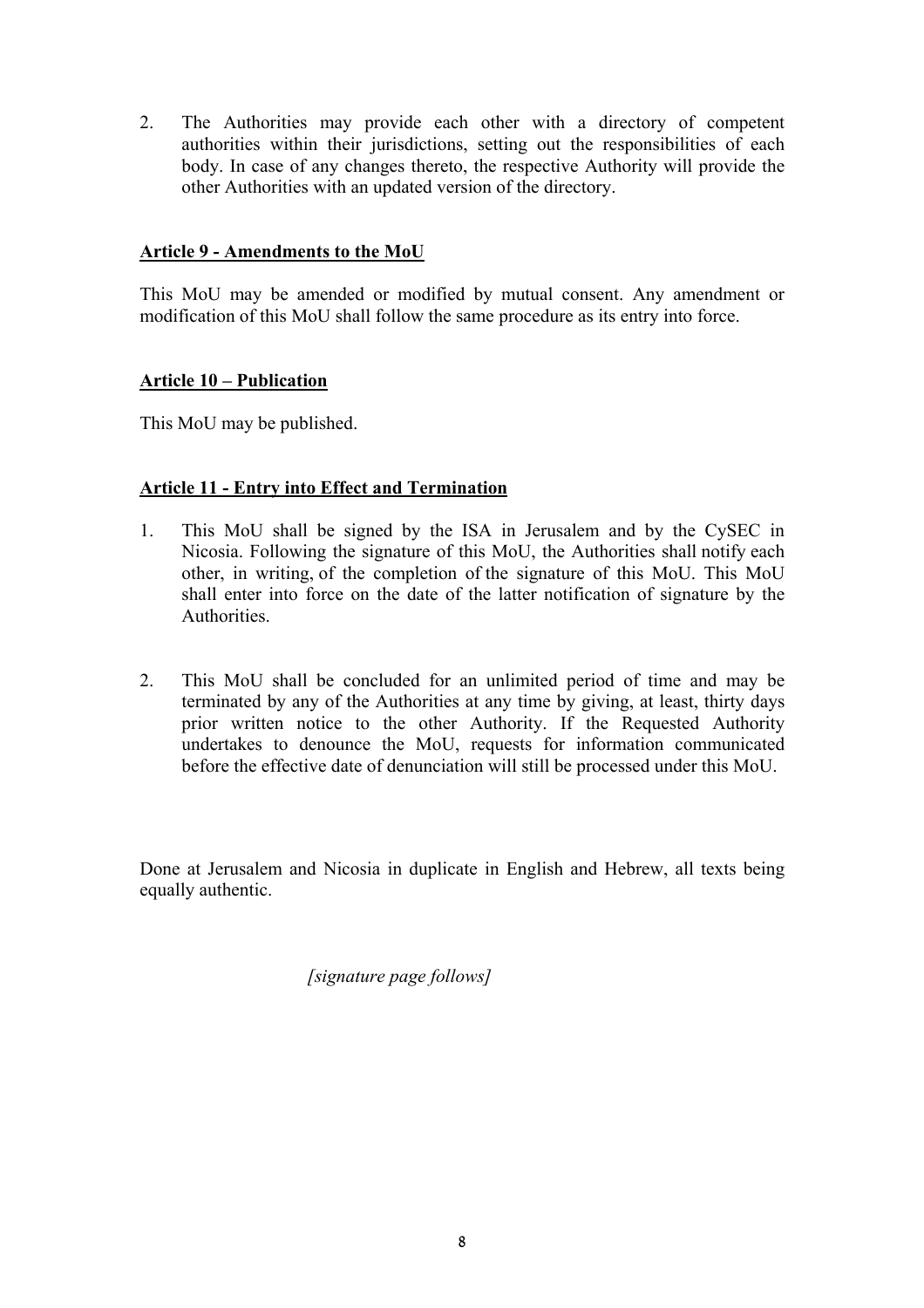2. The Authorities may provide each other with a directory of competent authorities within their jurisdictions, setting out the responsibilities of each body. In case of any changes thereto, the respective Authority will provide the other Authorities with an updated version of the directory.

**Article 9 - Amendments to the MoU**

This MoU may be amended or modified by mutual consent. Any amendment or modification of this MoU shall follow the same procedure as its entry into force.

**Article 10 – Publication**

This MoU may be published.

**Article 11 - Entry into Effect and Termination**

1. This MoU shall be signed by the ISA in Jerusalem and by the CySEC in Nicosia. Following the signature of this MoU, the Authorities shall notify each other, in writing, of the completion of the signature of this MoU. This MoU shall enter into force on the date of the latter notification of signature by the Authorities.

2. This MoU shall be concluded for an unlimited period of time and may be terminated by any of the Authorities at any time by giving, at least, thirty days prior written notice to the other Authority. If the Requested Authority undertakes to denounce the MoU, requests for information communicated before the effective date of denunciation will still be processed under this MoU.

Done at Jerusalem and Nicosia in duplicate in English and Hebrew, all texts being equally authentic.

*[signature page follows]*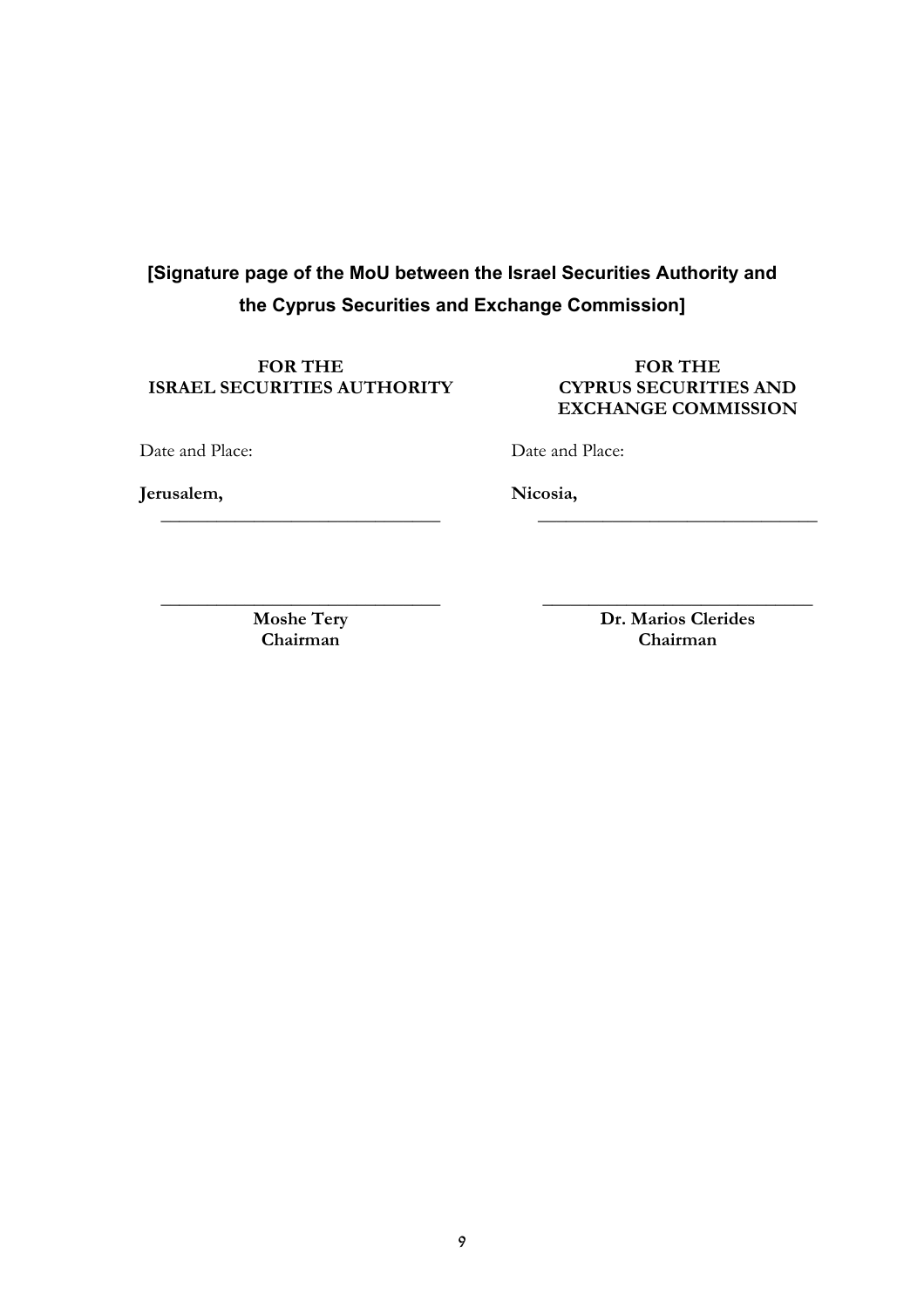**[Signature page of the MoU between the Israel Securities Authority and the Cyprus Securities and Exchange Commission]**

| **FOR THE ISRAEL SECURITIES AUTHORITY** | **FOR THE CYPRUS SECURITIES AND EXCHANGE COMMISSION** |
| --- | --- |
| Date and Place: | Date and Place: |
| **Jerusalem,** _______________________________ | **Nicosia,** _______________________________ |
| _______________________________ | _______________________________ |
| **Moshe Tery** | **Dr. Marios Clerides** |
| **Chairman** | **Chairman** |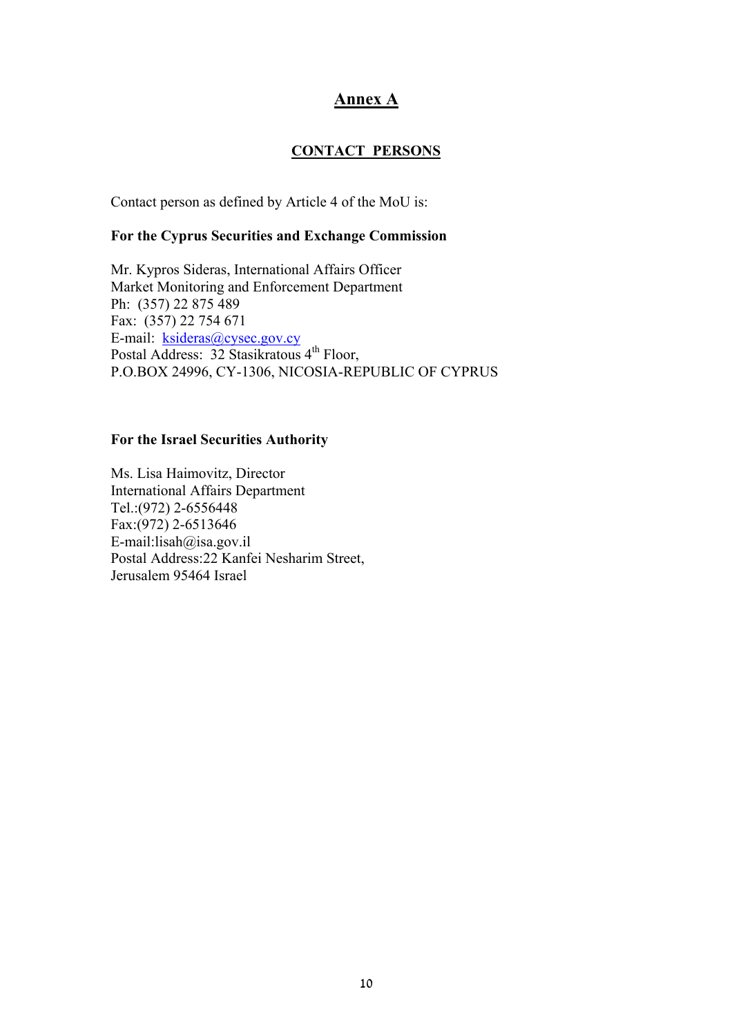# Annex A

## CONTACT PERSONS

Contact person as defined by Article 4 of the MoU is:

**For the Cyprus Securities and Exchange Commission**

Mr. Kypros Sideras, International Affairs Officer
Market Monitoring and Enforcement Department
Ph: (357) 22 875 489
Fax: (357) 22 754 671
E-mail: ksideras@cysec.gov.cy
Postal Address: 32 Stasikratous 4th Floor,
P.O.BOX 24996, CY-1306, NICOSIA-REPUBLIC OF CYPRUS

**For the Israel Securities Authority**

Ms. Lisa Haimovitz, Director
International Affairs Department
Tel.:(972) 2-6556448
Fax:(972) 2-6513646
E-mail:lisah@isa.gov.il
Postal Address:22 Kanfei Nesharim Street,
Jerusalem 95464 Israel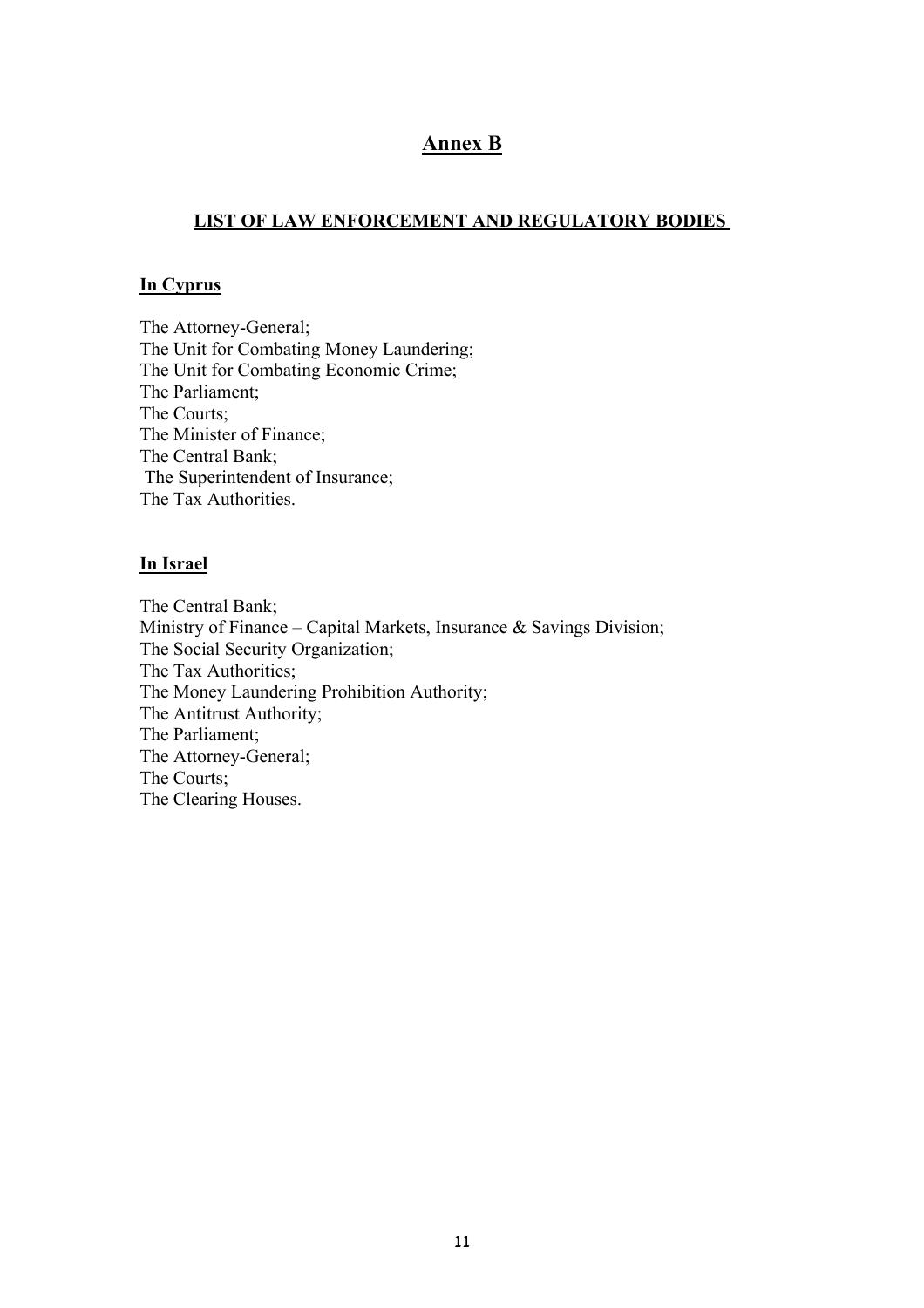# Annex B

## LIST OF LAW ENFORCEMENT AND REGULATORY BODIES

### In Cyprus

The Attorney-General;
The Unit for Combating Money Laundering;
The Unit for Combating Economic Crime;
The Parliament;
The Courts;
The Minister of Finance;
The Central Bank;
The Superintendent of Insurance;
The Tax Authorities.

### In Israel

The Central Bank;
Ministry of Finance – Capital Markets, Insurance & Savings Division;
The Social Security Organization;
The Tax Authorities;
The Money Laundering Prohibition Authority;
The Antitrust Authority;
The Parliament;
The Attorney-General;
The Courts;
The Clearing Houses.